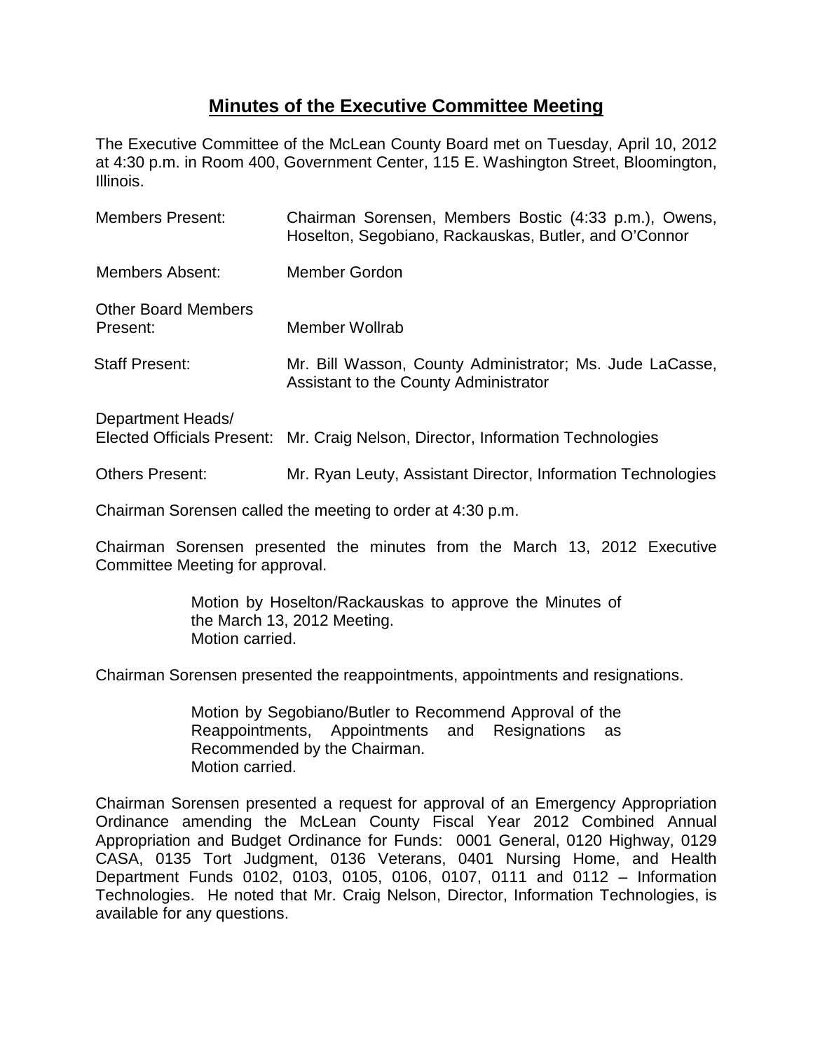# Minutes of the Executive Committee Meeting

The Executive Committee of the McLean County Board met on Tuesday, April 10, 2012 at 4:30 p.m. in Room 400, Government Center, 115 E. Washington Street, Bloomington, Illinois.

| | |
|---|---|
| Members Present: | Chairman Sorensen, Members Bostic (4:33 p.m.), Owens, Hoselton, Segobiano, Rackauskas, Butler, and O'Connor |
| Members Absent: | Member Gordon |
| Other Board Members Present: | Member Wollrab |
| Staff Present: | Mr. Bill Wasson, County Administrator; Ms. Jude LaCasse, Assistant to the County Administrator |
| Department Heads/ Elected Officials Present: | Mr. Craig Nelson, Director, Information Technologies |
| Others Present: | Mr. Ryan Leuty, Assistant Director, Information Technologies |

Chairman Sorensen called the meeting to order at 4:30 p.m.

Chairman Sorensen presented the minutes from the March 13, 2012 Executive Committee Meeting for approval.

> Motion by Hoselton/Rackauskas to approve the Minutes of the March 13, 2012 Meeting.
> Motion carried.

Chairman Sorensen presented the reappointments, appointments and resignations.

> Motion by Segobiano/Butler to Recommend Approval of the Reappointments, Appointments and Resignations as Recommended by the Chairman.
> Motion carried.

Chairman Sorensen presented a request for approval of an Emergency Appropriation Ordinance amending the McLean County Fiscal Year 2012 Combined Annual Appropriation and Budget Ordinance for Funds: 0001 General, 0120 Highway, 0129 CASA, 0135 Tort Judgment, 0136 Veterans, 0401 Nursing Home, and Health Department Funds 0102, 0103, 0105, 0106, 0107, 0111 and 0112 – Information Technologies. He noted that Mr. Craig Nelson, Director, Information Technologies, is available for any questions.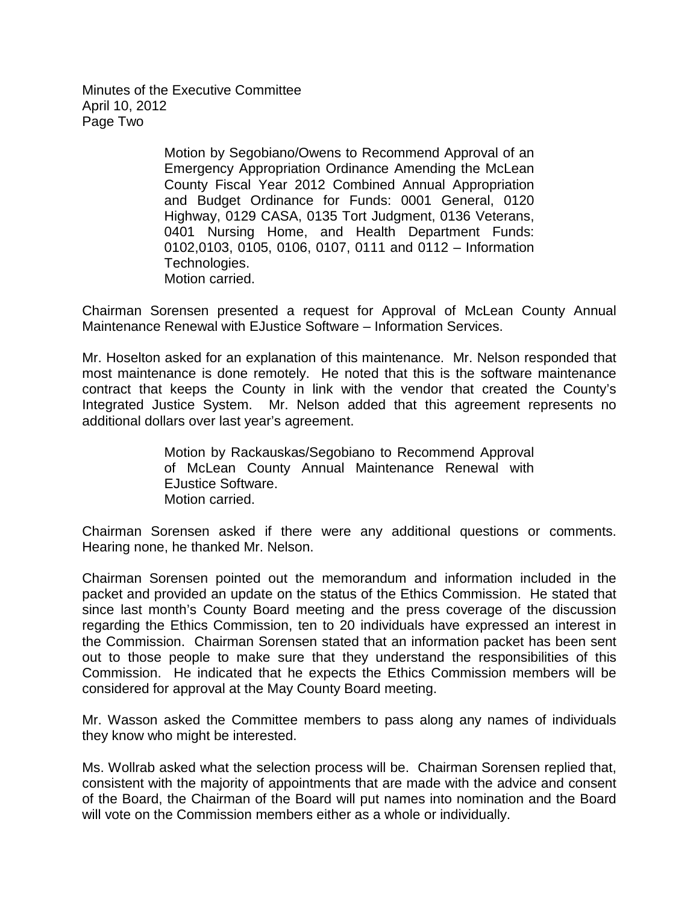Motion by Segobiano/Owens to Recommend Approval of an Emergency Appropriation Ordinance Amending the McLean County Fiscal Year 2012 Combined Annual Appropriation and Budget Ordinance for Funds: 0001 General, 0120 Highway, 0129 CASA, 0135 Tort Judgment, 0136 Veterans, 0401 Nursing Home, and Health Department Funds: 0102,0103, 0105, 0106, 0107, 0111 and 0112 – Information Technologies.
Motion carried.

Chairman Sorensen presented a request for Approval of McLean County Annual Maintenance Renewal with EJustice Software – Information Services.

Mr. Hoselton asked for an explanation of this maintenance. Mr. Nelson responded that most maintenance is done remotely. He noted that this is the software maintenance contract that keeps the County in link with the vendor that created the County's Integrated Justice System. Mr. Nelson added that this agreement represents no additional dollars over last year's agreement.

Motion by Rackauskas/Segobiano to Recommend Approval of McLean County Annual Maintenance Renewal with EJustice Software.
Motion carried.

Chairman Sorensen asked if there were any additional questions or comments. Hearing none, he thanked Mr. Nelson.

Chairman Sorensen pointed out the memorandum and information included in the packet and provided an update on the status of the Ethics Commission. He stated that since last month's County Board meeting and the press coverage of the discussion regarding the Ethics Commission, ten to 20 individuals have expressed an interest in the Commission. Chairman Sorensen stated that an information packet has been sent out to those people to make sure that they understand the responsibilities of this Commission. He indicated that he expects the Ethics Commission members will be considered for approval at the May County Board meeting.

Mr. Wasson asked the Committee members to pass along any names of individuals they know who might be interested.

Ms. Wollrab asked what the selection process will be. Chairman Sorensen replied that, consistent with the majority of appointments that are made with the advice and consent of the Board, the Chairman of the Board will put names into nomination and the Board will vote on the Commission members either as a whole or individually.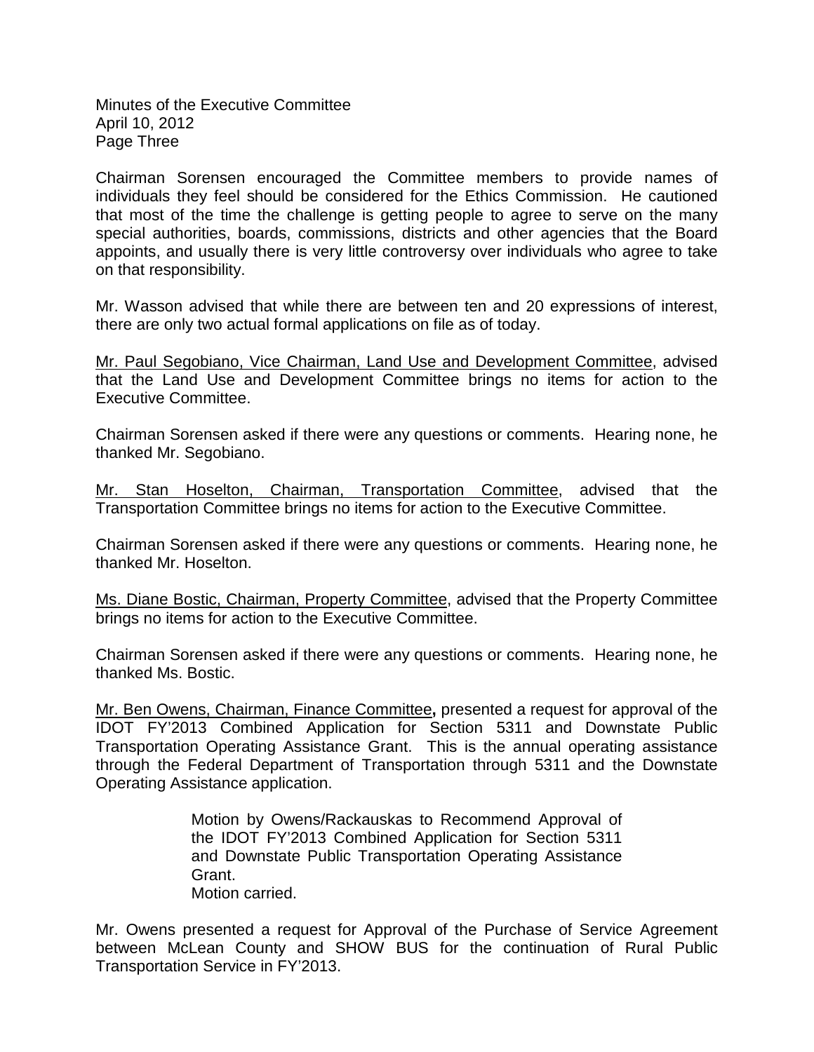Chairman Sorensen encouraged the Committee members to provide names of individuals they feel should be considered for the Ethics Commission. He cautioned that most of the time the challenge is getting people to agree to serve on the many special authorities, boards, commissions, districts and other agencies that the Board appoints, and usually there is very little controversy over individuals who agree to take on that responsibility.

Mr. Wasson advised that while there are between ten and 20 expressions of interest, there are only two actual formal applications on file as of today.

Mr. Paul Segobiano, Vice Chairman, Land Use and Development Committee, advised that the Land Use and Development Committee brings no items for action to the Executive Committee.

Chairman Sorensen asked if there were any questions or comments. Hearing none, he thanked Mr. Segobiano.

Mr. Stan Hoselton, Chairman, Transportation Committee, advised that the Transportation Committee brings no items for action to the Executive Committee.

Chairman Sorensen asked if there were any questions or comments. Hearing none, he thanked Mr. Hoselton.

Ms. Diane Bostic, Chairman, Property Committee, advised that the Property Committee brings no items for action to the Executive Committee.

Chairman Sorensen asked if there were any questions or comments. Hearing none, he thanked Ms. Bostic.

Mr. Ben Owens, Chairman, Finance Committee**,** presented a request for approval of the IDOT FY'2013 Combined Application for Section 5311 and Downstate Public Transportation Operating Assistance Grant. This is the annual operating assistance through the Federal Department of Transportation through 5311 and the Downstate Operating Assistance application.

> Motion by Owens/Rackauskas to Recommend Approval of the IDOT FY'2013 Combined Application for Section 5311 and Downstate Public Transportation Operating Assistance Grant.
> Motion carried.

Mr. Owens presented a request for Approval of the Purchase of Service Agreement between McLean County and SHOW BUS for the continuation of Rural Public Transportation Service in FY'2013.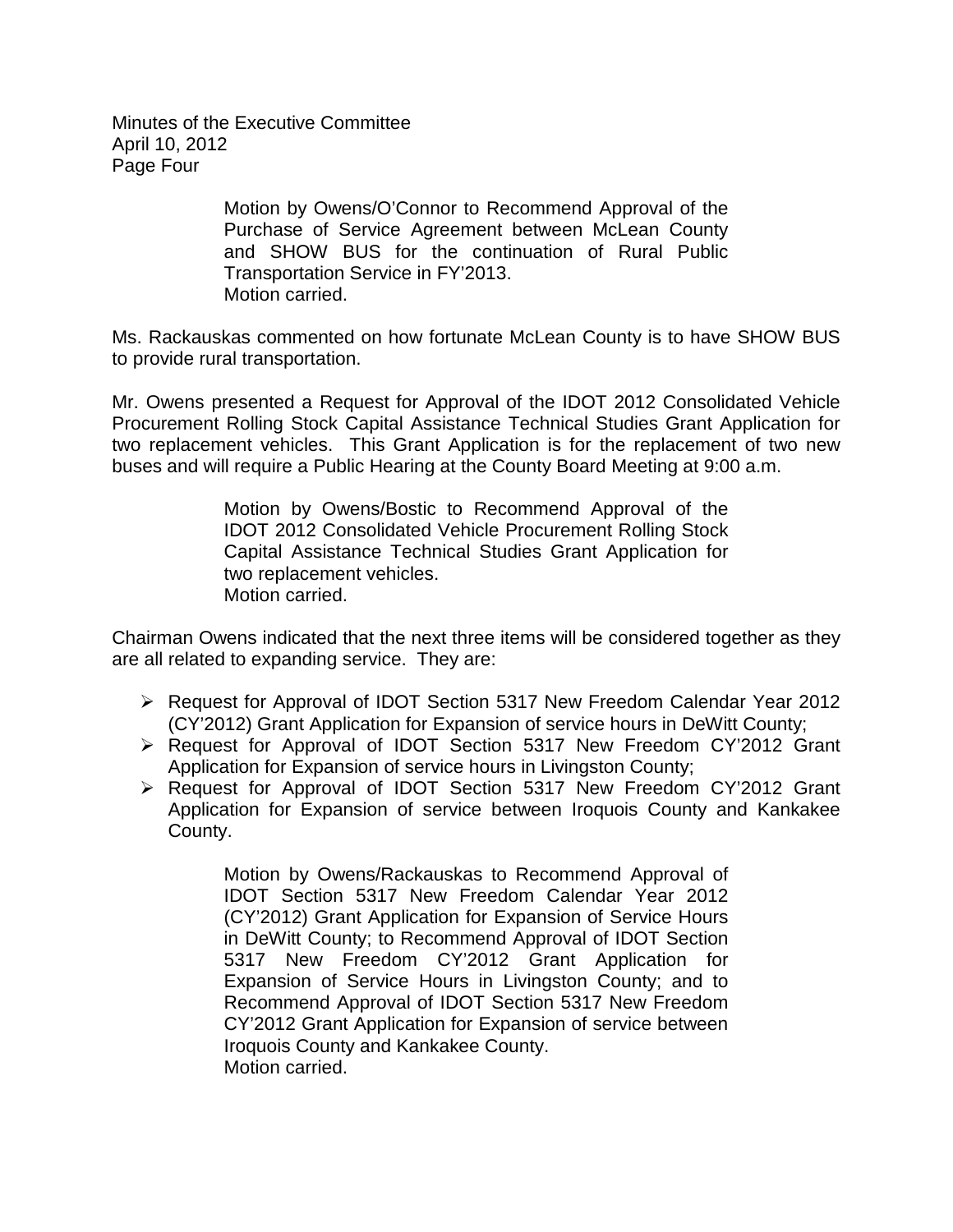Motion by Owens/O'Connor to Recommend Approval of the Purchase of Service Agreement between McLean County and SHOW BUS for the continuation of Rural Public Transportation Service in FY'2013.
Motion carried.

Ms. Rackauskas commented on how fortunate McLean County is to have SHOW BUS to provide rural transportation.

Mr. Owens presented a Request for Approval of the IDOT 2012 Consolidated Vehicle Procurement Rolling Stock Capital Assistance Technical Studies Grant Application for two replacement vehicles. This Grant Application is for the replacement of two new buses and will require a Public Hearing at the County Board Meeting at 9:00 a.m.

Motion by Owens/Bostic to Recommend Approval of the IDOT 2012 Consolidated Vehicle Procurement Rolling Stock Capital Assistance Technical Studies Grant Application for two replacement vehicles.
Motion carried.

Chairman Owens indicated that the next three items will be considered together as they are all related to expanding service. They are:

- Request for Approval of IDOT Section 5317 New Freedom Calendar Year 2012 (CY'2012) Grant Application for Expansion of service hours in DeWitt County;
- Request for Approval of IDOT Section 5317 New Freedom CY'2012 Grant Application for Expansion of service hours in Livingston County;
- Request for Approval of IDOT Section 5317 New Freedom CY'2012 Grant Application for Expansion of service between Iroquois County and Kankakee County.

Motion by Owens/Rackauskas to Recommend Approval of IDOT Section 5317 New Freedom Calendar Year 2012 (CY'2012) Grant Application for Expansion of Service Hours in DeWitt County; to Recommend Approval of IDOT Section 5317 New Freedom CY'2012 Grant Application for Expansion of Service Hours in Livingston County; and to Recommend Approval of IDOT Section 5317 New Freedom CY'2012 Grant Application for Expansion of service between Iroquois County and Kankakee County.
Motion carried.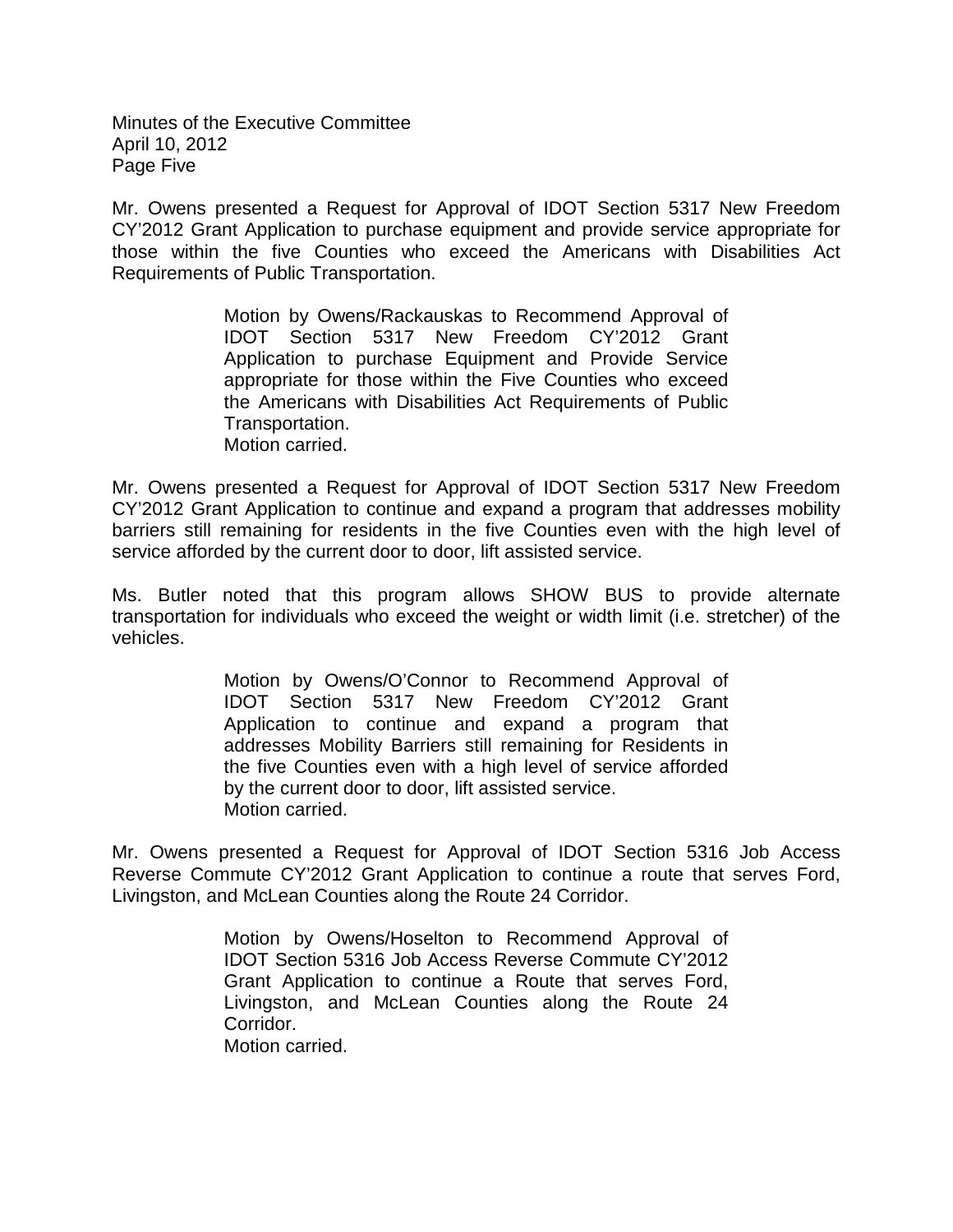Mr. Owens presented a Request for Approval of IDOT Section 5317 New Freedom CY'2012 Grant Application to purchase equipment and provide service appropriate for those within the five Counties who exceed the Americans with Disabilities Act Requirements of Public Transportation.

> Motion by Owens/Rackauskas to Recommend Approval of IDOT Section 5317 New Freedom CY'2012 Grant Application to purchase Equipment and Provide Service appropriate for those within the Five Counties who exceed the Americans with Disabilities Act Requirements of Public Transportation.
> Motion carried.

Mr. Owens presented a Request for Approval of IDOT Section 5317 New Freedom CY'2012 Grant Application to continue and expand a program that addresses mobility barriers still remaining for residents in the five Counties even with the high level of service afforded by the current door to door, lift assisted service.

Ms. Butler noted that this program allows SHOW BUS to provide alternate transportation for individuals who exceed the weight or width limit (i.e. stretcher) of the vehicles.

> Motion by Owens/O'Connor to Recommend Approval of IDOT Section 5317 New Freedom CY'2012 Grant Application to continue and expand a program that addresses Mobility Barriers still remaining for Residents in the five Counties even with a high level of service afforded by the current door to door, lift assisted service.
> Motion carried.

Mr. Owens presented a Request for Approval of IDOT Section 5316 Job Access Reverse Commute CY'2012 Grant Application to continue a route that serves Ford, Livingston, and McLean Counties along the Route 24 Corridor.

> Motion by Owens/Hoselton to Recommend Approval of IDOT Section 5316 Job Access Reverse Commute CY'2012 Grant Application to continue a Route that serves Ford, Livingston, and McLean Counties along the Route 24 Corridor.
> Motion carried.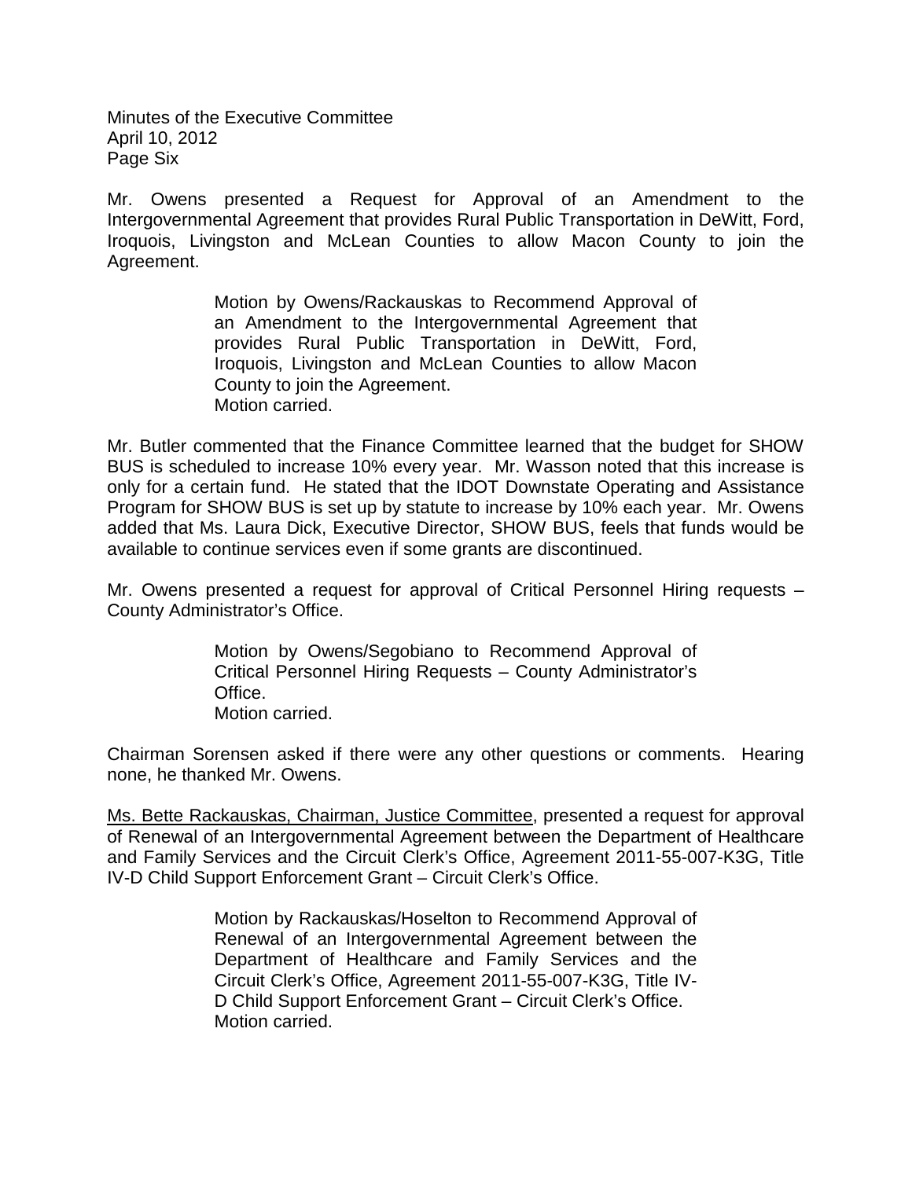Mr. Owens presented a Request for Approval of an Amendment to the Intergovernmental Agreement that provides Rural Public Transportation in DeWitt, Ford, Iroquois, Livingston and McLean Counties to allow Macon County to join the Agreement.

> Motion by Owens/Rackauskas to Recommend Approval of an Amendment to the Intergovernmental Agreement that provides Rural Public Transportation in DeWitt, Ford, Iroquois, Livingston and McLean Counties to allow Macon County to join the Agreement.
> Motion carried.

Mr. Butler commented that the Finance Committee learned that the budget for SHOW BUS is scheduled to increase 10% every year. Mr. Wasson noted that this increase is only for a certain fund. He stated that the IDOT Downstate Operating and Assistance Program for SHOW BUS is set up by statute to increase by 10% each year. Mr. Owens added that Ms. Laura Dick, Executive Director, SHOW BUS, feels that funds would be available to continue services even if some grants are discontinued.

Mr. Owens presented a request for approval of Critical Personnel Hiring requests – County Administrator's Office.

> Motion by Owens/Segobiano to Recommend Approval of Critical Personnel Hiring Requests – County Administrator's Office.
> Motion carried.

Chairman Sorensen asked if there were any other questions or comments. Hearing none, he thanked Mr. Owens.

<u>Ms. Bette Rackauskas, Chairman, Justice Committee</u>, presented a request for approval of Renewal of an Intergovernmental Agreement between the Department of Healthcare and Family Services and the Circuit Clerk's Office, Agreement 2011-55-007-K3G, Title IV-D Child Support Enforcement Grant – Circuit Clerk's Office.

> Motion by Rackauskas/Hoselton to Recommend Approval of Renewal of an Intergovernmental Agreement between the Department of Healthcare and Family Services and the Circuit Clerk's Office, Agreement 2011-55-007-K3G, Title IV-D Child Support Enforcement Grant – Circuit Clerk's Office.
> Motion carried.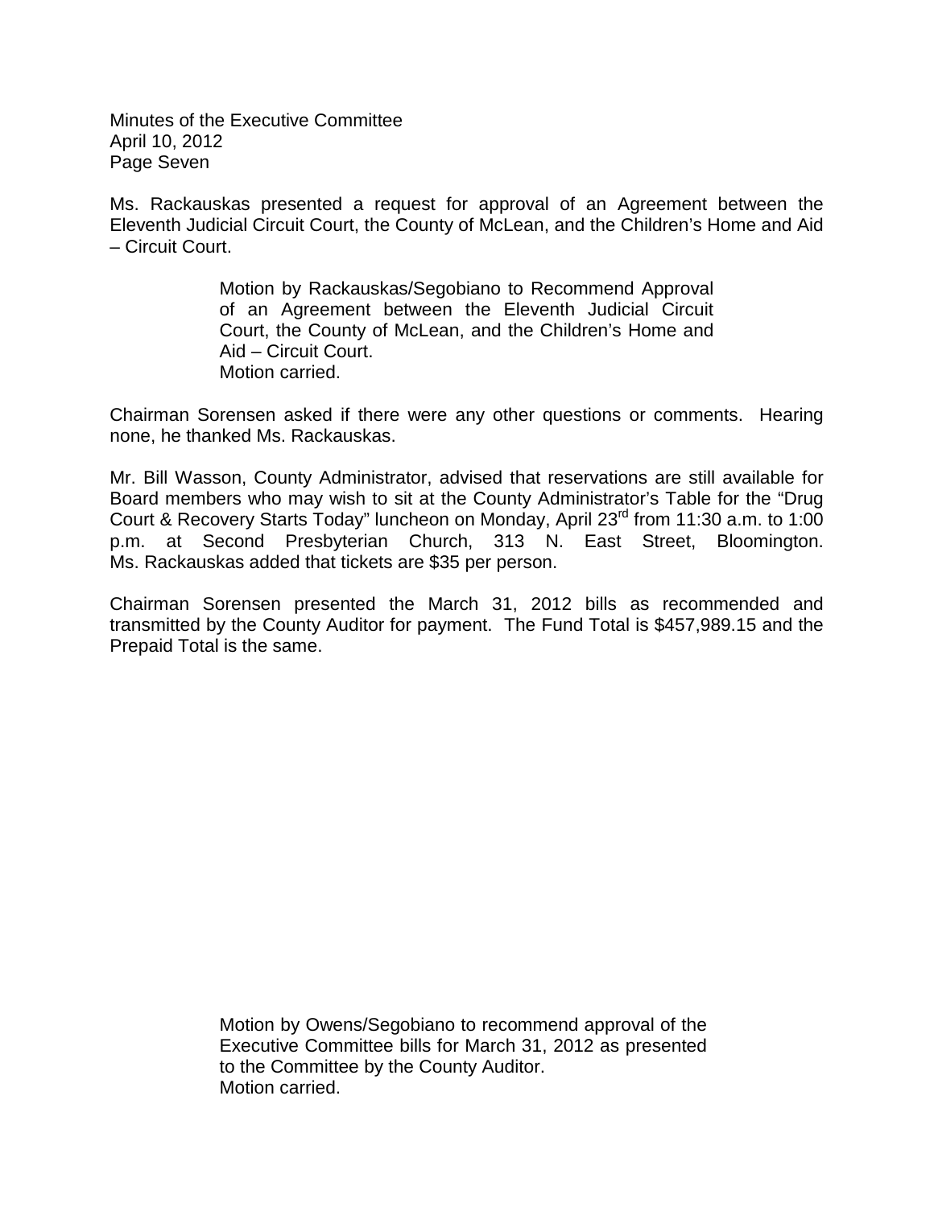Ms. Rackauskas presented a request for approval of an Agreement between the Eleventh Judicial Circuit Court, the County of McLean, and the Children's Home and Aid – Circuit Court.

> Motion by Rackauskas/Segobiano to Recommend Approval of an Agreement between the Eleventh Judicial Circuit Court, the County of McLean, and the Children's Home and Aid – Circuit Court.
> Motion carried.

Chairman Sorensen asked if there were any other questions or comments. Hearing none, he thanked Ms. Rackauskas.

Mr. Bill Wasson, County Administrator, advised that reservations are still available for Board members who may wish to sit at the County Administrator's Table for the "Drug Court & Recovery Starts Today" luncheon on Monday, April 23rd from 11:30 a.m. to 1:00 p.m. at Second Presbyterian Church, 313 N. East Street, Bloomington. Ms. Rackauskas added that tickets are $35 per person.

Chairman Sorensen presented the March 31, 2012 bills as recommended and transmitted by the County Auditor for payment. The Fund Total is $457,989.15 and the Prepaid Total is the same.

> Motion by Owens/Segobiano to recommend approval of the Executive Committee bills for March 31, 2012 as presented to the Committee by the County Auditor.
> Motion carried.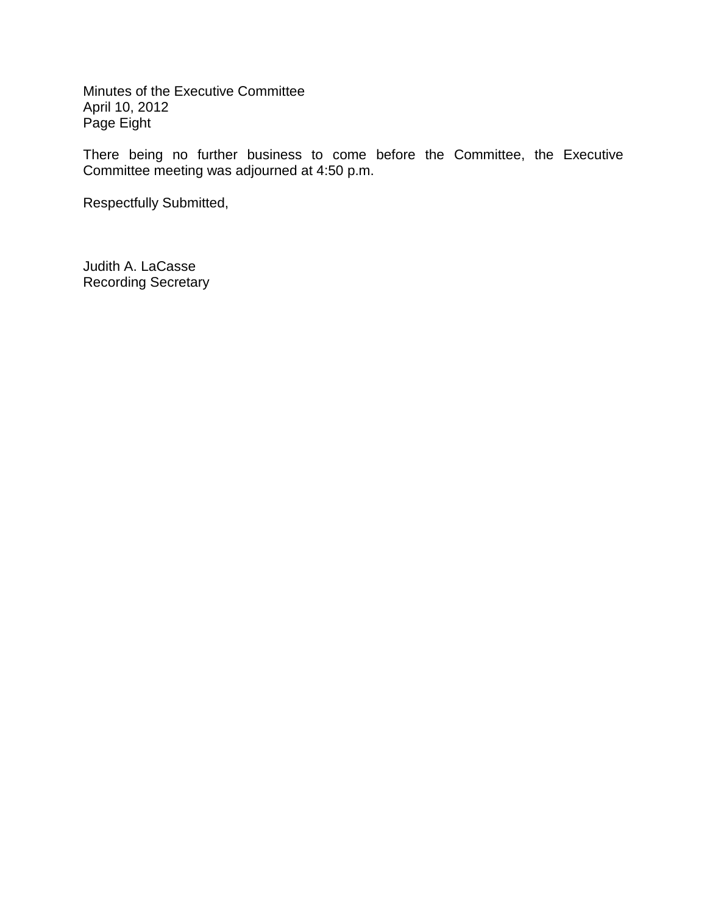There being no further business to come before the Committee, the Executive Committee meeting was adjourned at 4:50 p.m.

Respectfully Submitted,

Judith A. LaCasse
Recording Secretary